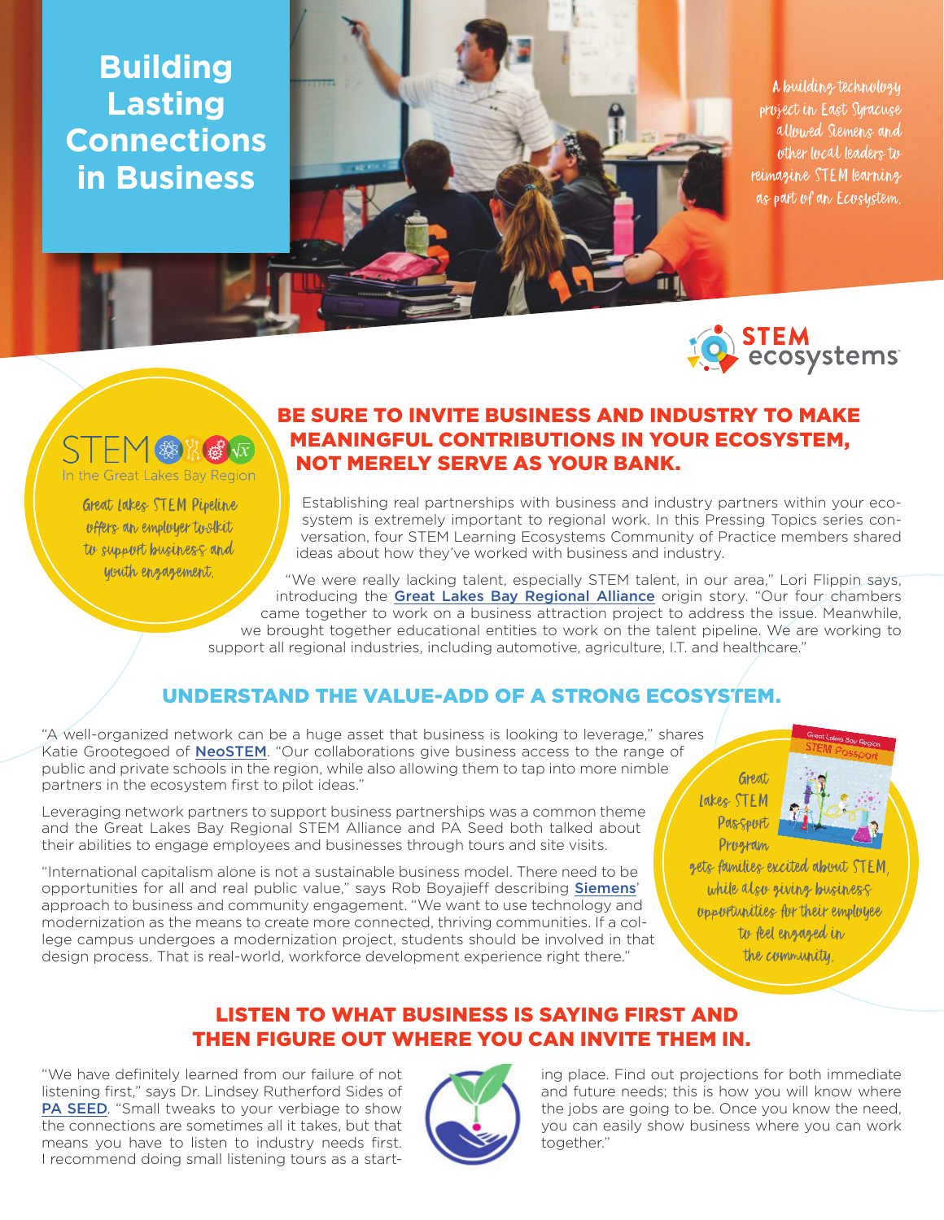# Building Lasting Connections in Business

A building technology project in East Syracuse allowed Siemens and other local leaders to reimagine STEM learning as part of an Ecosystem.

STEM ecosystems

STEM In the Great Lakes Bay Region

Great Lakes STEM Pipeline offers an employer toolkit to support business and youth engagement.

## BE SURE TO INVITE BUSINESS AND INDUSTRY TO MAKE MEANINGFUL CONTRIBUTIONS IN YOUR ECOSYSTEM, NOT MERELY SERVE AS YOUR BANK.

Establishing real partnerships with business and industry partners within your ecosystem is extremely important to regional work. In this Pressing Topics series conversation, four STEM Learning Ecosystems Community of Practice members shared ideas about how they've worked with business and industry.

"We were really lacking talent, especially STEM talent, in our area," Lori Flippin says, introducing the Great Lakes Bay Regional Alliance origin story. "Our four chambers came together to work on a business attraction project to address the issue. Meanwhile, we brought together educational entities to work on the talent pipeline. We are working to support all regional industries, including automotive, agriculture, I.T. and healthcare."

## UNDERSTAND THE VALUE-ADD OF A STRONG ECOSYSTEM.

"A well-organized network can be a huge asset that business is looking to leverage," shares Katie Grootegoed of NeoSTEM. "Our collaborations give business access to the range of public and private schools in the region, while also allowing them to tap into more nimble partners in the ecosystem first to pilot ideas."

Leveraging network partners to support business partnerships was a common theme and the Great Lakes Bay Regional STEM Alliance and PA Seed both talked about their abilities to engage employees and businesses through tours and site visits.

"International capitalism alone is not a sustainable business model. There need to be opportunities for all and real public value," says Rob Boyajieff describing Siemens' approach to business and community engagement. "We want to use technology and modernization as the means to create more connected, thriving communities. If a college campus undergoes a modernization project, students should be involved in that design process. That is real-world, workforce development experience right there."

Great Lakes STEM Passport Program gets families excited about STEM, while also giving business opportunities for their employee to feel engaged in the community.

## LISTEN TO WHAT BUSINESS IS SAYING FIRST AND THEN FIGURE OUT WHERE YOU CAN INVITE THEM IN.

"We have definitely learned from our failure of not listening first," says Dr. Lindsey Rutherford Sides of PA SEED. "Small tweaks to your verbiage to show the connections are sometimes all it takes, but that means you have to listen to industry needs first. I recommend doing small listening tours as a starting place. Find out projections for both immediate and future needs; this is how you will know where the jobs are going to be. Once you know the need, you can easily show business where you can work together."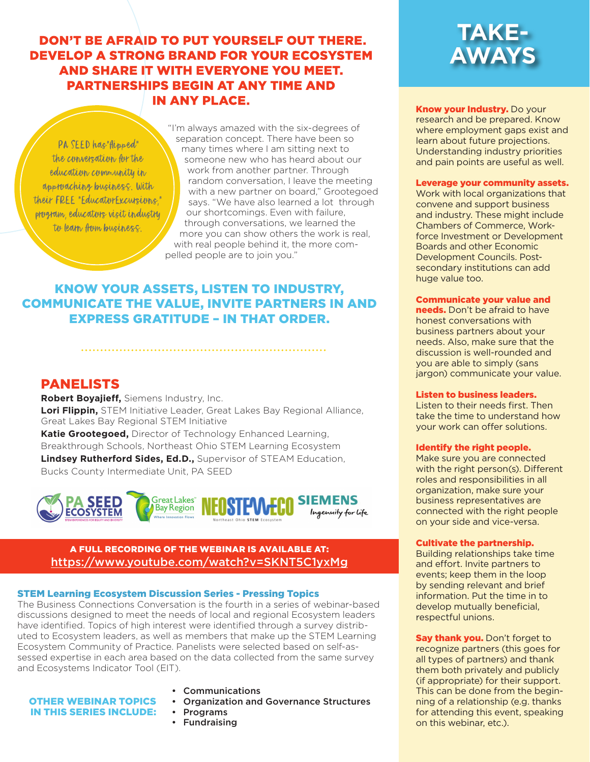## DON'T BE AFRAID TO PUT YOURSELF OUT THERE. DEVELOP A STRONG BRAND FOR YOUR ECOSYSTEM AND SHARE IT WITH EVERYONE YOU MEET. PARTNERSHIPS BEGIN AT ANY TIME AND IN ANY PLACE.

PA SEED has "flipped" the conversation for the education community in approaching business. With their FREE "EducatorExcursions," program, educators visit industry to learn from business.

"I'm always amazed with the six-degrees of separation concept. There have been so many times where I am sitting next to someone new who has heard about our work from another partner. Through random conversation, I leave the meeting with a new partner on board," Grootegoed says. "We have also learned a lot through our shortcomings. Even with failure, through conversations, we learned the more you can show others the work is real, with real people behind it, the more compelled people are to join you."

## KNOW YOUR ASSETS, LISTEN TO INDUSTRY, COMMUNICATE THE VALUE, INVITE PARTNERS IN AND EXPRESS GRATITUDE – IN THAT ORDER.

## PANELISTS

**Robert Boyajieff,** Siemens Industry, Inc.
**Lori Flippin,** STEM Initiative Leader, Great Lakes Bay Regional Alliance, Great Lakes Bay Regional STEM Initiative
**Katie Grootegoed,** Director of Technology Enhanced Learning, Breakthrough Schools, Northeast Ohio STEM Learning Ecosystem
**Lindsey Rutherford Sides, Ed.D.,** Supervisor of STEAM Education, Bucks County Intermediate Unit, PA SEED

PA SEED ECOSYSTEM — STEM EXPERIENCES FOR EQUITY AND DIVERSITY | Great Lakes Bay Region — Where Innovation Flows | NEOSTEMECO — Northeast Ohio STEM Ecosystem | SIEMENS Ingenuity for life

**A FULL RECORDING OF THE WEBINAR IS AVAILABLE AT:**
https://www.youtube.com/watch?v=SKNT5C1yxMg

### STEM Learning Ecosystem Discussion Series - Pressing Topics

The Business Connections Conversation is the fourth in a series of webinar-based discussions designed to meet the needs of local and regional Ecosystem leaders have identified. Topics of high interest were identified through a survey distributed to Ecosystem leaders, as well as members that make up the STEM Learning Ecosystem Community of Practice. Panelists were selected based on self-assessed expertise in each area based on the data collected from the same survey and Ecosystems Indicator Tool (EIT).

**OTHER WEBINAR TOPICS IN THIS SERIES INCLUDE:**

- Communications
- Organization and Governance Structures
- Programs
- Fundraising

# TAKE-AWAYS

**Know your Industry.** Do your research and be prepared. Know where employment gaps exist and learn about future projections. Understanding industry priorities and pain points are useful as well.

**Leverage your community assets.** Work with local organizations that convene and support business and industry. These might include Chambers of Commerce, Workforce Investment or Development Boards and other Economic Development Councils. Post-secondary institutions can add huge value too.

**Communicate your value and needs.** Don't be afraid to have honest conversations with business partners about your needs. Also, make sure that the discussion is well-rounded and you are able to simply (sans jargon) communicate your value.

**Listen to business leaders.** Listen to their needs first. Then take the time to understand how your work can offer solutions.

**Identify the right people.** Make sure you are connected with the right person(s). Different roles and responsibilities in all organization, make sure your business representatives are connected with the right people on your side and vice-versa.

**Cultivate the partnership.** Building relationships take time and effort. Invite partners to events; keep them in the loop by sending relevant and brief information. Put the time in to develop mutually beneficial, respectful unions.

**Say thank you.** Don't forget to recognize partners (this goes for all types of partners) and thank them both privately and publicly (if appropriate) for their support. This can be done from the beginning of a relationship (e.g. thanks for attending this event, speaking on this webinar, etc.).